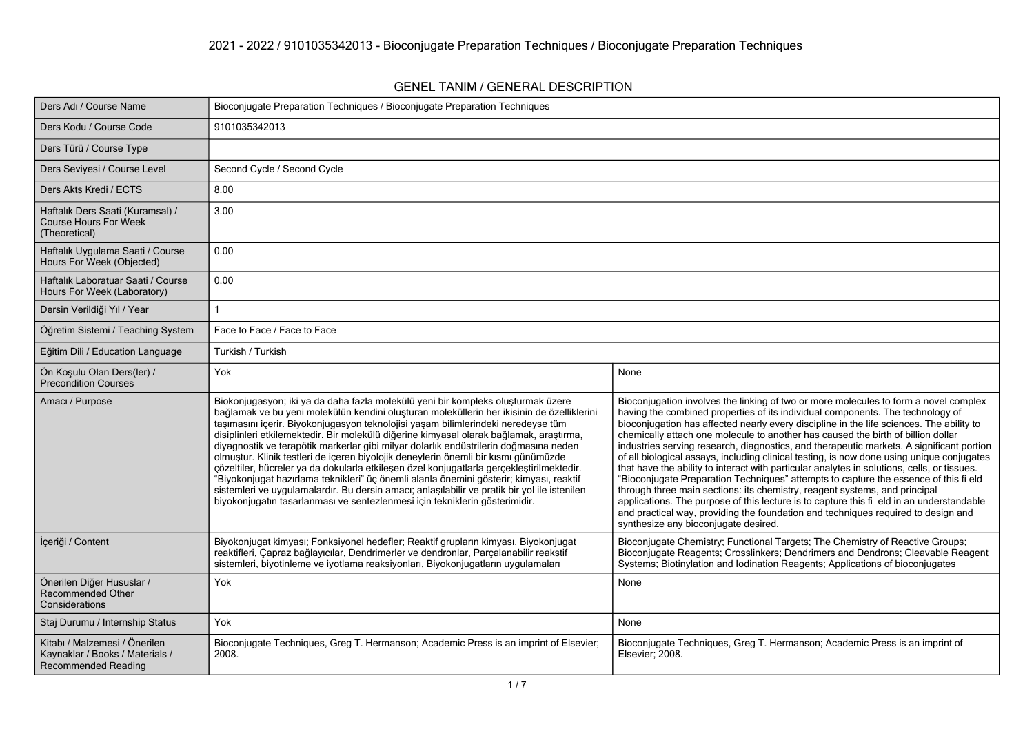# 2021 - 2022 / 9101035342013 - Bioconjugate Preparation Techniques / Bioconjugate Preparation Techniques

## GENEL TANIM / GENERAL DESCRIPTION

| | | |
|---|---|---|
| Ders Adı / Course Name | Bioconjugate Preparation Techniques / Bioconjugate Preparation Techniques | |
| Ders Kodu / Course Code | 9101035342013 | |
| Ders Türü / Course Type | | |
| Ders Seviyesi / Course Level | Second Cycle / Second Cycle | |
| Ders Akts Kredi / ECTS | 8.00 | |
| Haftalık Ders Saati (Kuramsal) / Course Hours For Week (Theoretical) | 3.00 | |
| Haftalık Uygulama Saati / Course Hours For Week (Objected) | 0.00 | |
| Haftalık Laboratuar Saati / Course Hours For Week (Laboratory) | 0.00 | |
| Dersin Verildiği Yıl / Year | 1 | |
| Öğretim Sistemi / Teaching System | Face to Face / Face to Face | |
| Eğitim Dili / Education Language | Turkish / Turkish | |
| Ön Koşulu Olan Ders(ler) / Precondition Courses | Yok | None |
| Amacı / Purpose | Biokonjugasyon; iki ya da daha fazla molekülü yeni bir kompleks oluşturmak üzere bağlamak ve bu yeni molekülün kendini oluşturan moleküllerin her ikisinin de özelliklerini taşımasını içerir. Biyokonjugasyon teknolojisi yaşam bilimlerindeki neredeyse tüm disiplinleri etkilemektedir. Bir molekülü diğerine kimyasal olarak bağlamak, araştırma, diyagnostik ve terapötik markerlar gibi milyar dolarlık endüstrilerin doğmasına neden olmuştur. Klinik testleri de içeren biyolojik deneylerin önemli bir kısmı günümüzde çözeltiler, hücreler ya da dokularla etkileşen özel konjugatlarla gerçekleştirilmektedir. "Biyokonjugat hazırlama teknikleri" üç önemli alanla önemini gösterir; kimyası, reaktif sistemleri ve uygulamalardır. Bu dersin amacı; anlaşılabilir ve pratik bir yol ile istenilen biyokonjugatın tasarlanması ve sentezlenmesi için tekniklerin gösterimidir. | Bioconjugation involves the linking of two or more molecules to form a novel complex having the combined properties of its individual components. The technology of bioconjugation has affected nearly every discipline in the life sciences. The ability to chemically attach one molecule to another has caused the birth of billion dollar industries serving research, diagnostics, and therapeutic markets. A significant portion of all biological assays, including clinical testing, is now done using unique conjugates that have the ability to interact with particular analytes in solutions, cells, or tissues. "Bioconjugate Preparation Techniques" attempts to capture the essence of this fi eld through three main sections: its chemistry, reagent systems, and principal applications. The purpose of this lecture is to capture this fi eld in an understandable and practical way, providing the foundation and techniques required to design and synthesize any bioconjugate desired. |
| İçeriği / Content | Biyokonjugat kimyası; Fonksiyonel hedefler; Reaktif grupların kimyası, Biyokonjugat reaktifleri, Çapraz bağlayıcılar, Dendrimerler ve dendronlar, Parçalanabilir reakstif sistemleri, biyotinleme ve iyotlama reaksiyonları, Biyokonjugatların uygulamaları | Bioconjugate Chemistry; Functional Targets; The Chemistry of Reactive Groups; Bioconjugate Reagents; Crosslinkers; Dendrimers and Dendrons; Cleavable Reagent Systems; Biotinylation and Iodination Reagents; Applications of bioconjugates |
| Önerilen Diğer Hususlar / Recommended Other Considerations | Yok | None |
| Staj Durumu / Internship Status | Yok | None |
| Kitabı / Malzemesi / Önerilen Kaynaklar / Books / Materials / Recommended Reading | Bioconjugate Techniques, Greg T. Hermanson; Academic Press is an imprint of Elsevier; 2008. | Bioconjugate Techniques, Greg T. Hermanson; Academic Press is an imprint of Elsevier; 2008. |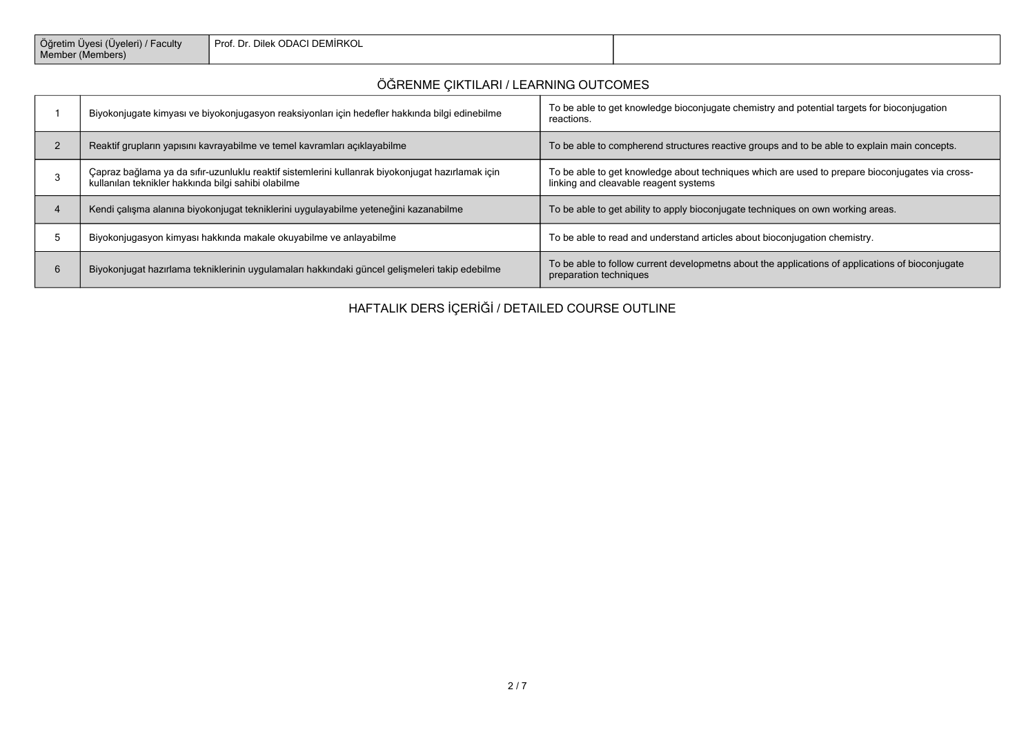| Öğretim Üyesi (Üyeleri) / Faculty Member (Members) | Prof. Dr. Dilek ODACI DEMİRKOL | |
|---|---|---|

## ÖĞRENME ÇIKTILARI / LEARNING OUTCOMES

| | | |
|---|---|---|
| 1 | Biyokonjugate kimyası ve biyokonjugasyon reaksiyonları için hedefler hakkında bilgi edinebilme | To be able to get knowledge bioconjugate chemistry and potential targets for bioconjugation reactions. |
| 2 | Reaktif grupların yapısını kavrayabilme ve temel kavramları açıklayabilme | To be able to compherend structures reactive groups and to be able to explain main concepts. |
| 3 | Çapraz bağlama ya da sıfır-uzunluklu reaktif sistemlerini kullanrak biyokonjugat hazırlamak için kullanılan teknikler hakkında bilgi sahibi olabilme | To be able to get knowledge about techniques which are used to prepare bioconjugates via cross-linking and cleavable reagent systems |
| 4 | Kendi çalışma alanına biyokonjugat tekniklerini uygulayabilme yeteneğini kazanabilme | To be able to get ability to apply bioconjugate techniques on own working areas. |
| 5 | Biyokonjugasyon kimyası hakkında makale okuyabilme ve anlayabilme | To be able to read and understand articles about bioconjugation chemistry. |
| 6 | Biyokonjugat hazırlama tekniklerinin uygulamaları hakkındaki güncel gelişmeleri takip edebilme | To be able to follow current developmetns about the applications of applications of bioconjugate preparation techniques |

## HAFTALIK DERS İÇERİĞİ / DETAILED COURSE OUTLINE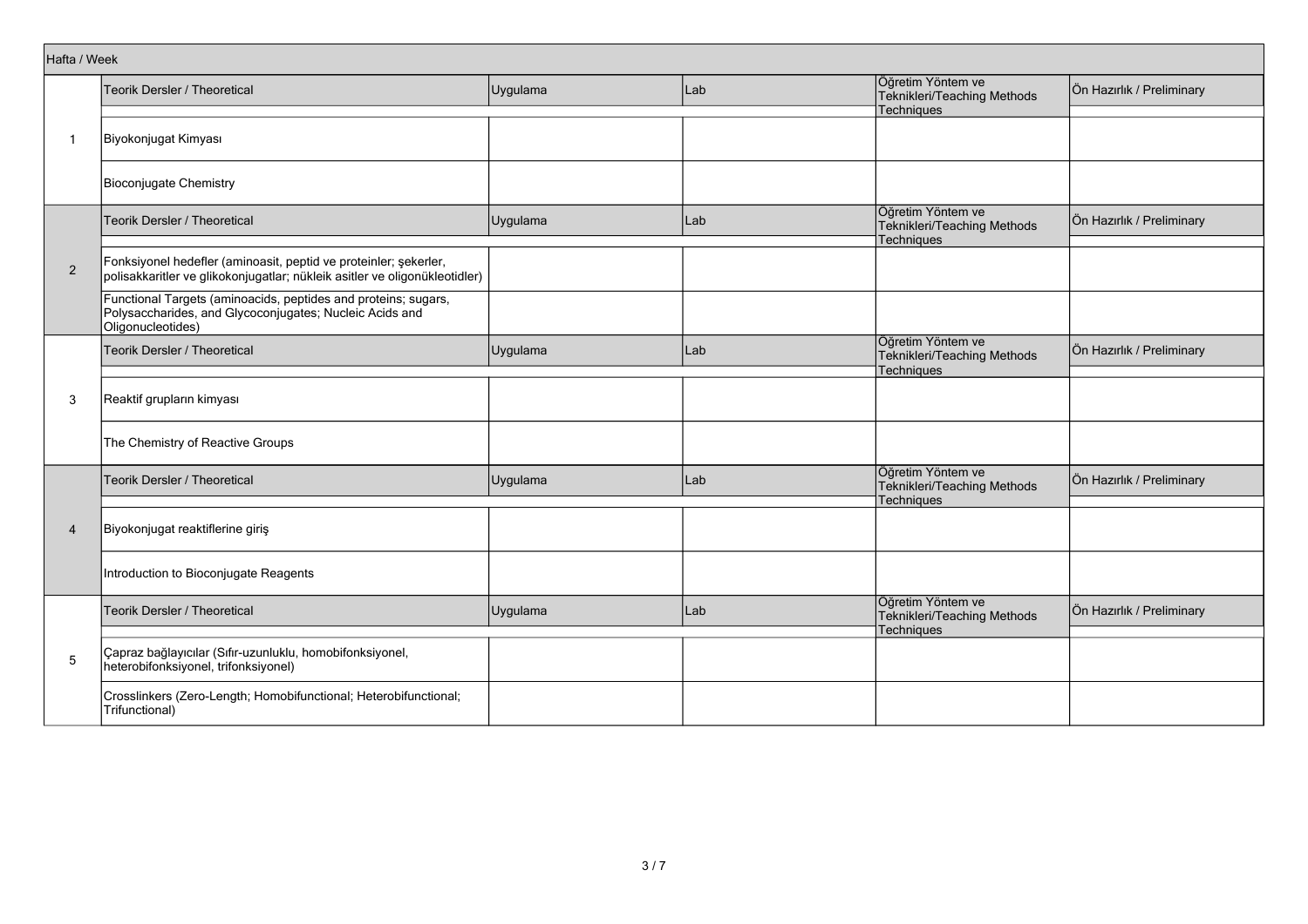| Hafta / Week | Teorik Dersler / Theoretical | Uygulama | Lab | Öğretim Yöntem ve Teknikleri/Teaching Methods Techniques | Ön Hazırlık / Preliminary |
|---|---|---|---|---|---|
| 1 | Biyokonjugat Kimyası | | | | |
| | Bioconjugate Chemistry | | | | |
| 2 | Fonksiyonel hedefler (aminoasit, peptid ve proteinler; şekerler, polisakkaritler ve glikokonjugatlar; nükleik asitler ve oligonükleotidler) | | | | |
| | Functional Targets (aminoacids, peptides and proteins; sugars, Polysaccharides, and Glycoconjugates; Nucleic Acids and Oligonucleotides) | | | | |
| 3 | Reaktif grupların kimyası | | | | |
| | The Chemistry of Reactive Groups | | | | |
| 4 | Biyokonjugat reaktiflerine giriş | | | | |
| | Introduction to Bioconjugate Reagents | | | | |
| 5 | Çapraz bağlayıcılar (Sıfır-uzunluklu, homobifonksiyonel, heterobifonksiyonel, trifonksiyonel) | | | | |
| | Crosslinkers (Zero-Length; Homobifunctional; Heterobifunctional; Trifunctional) | | | | |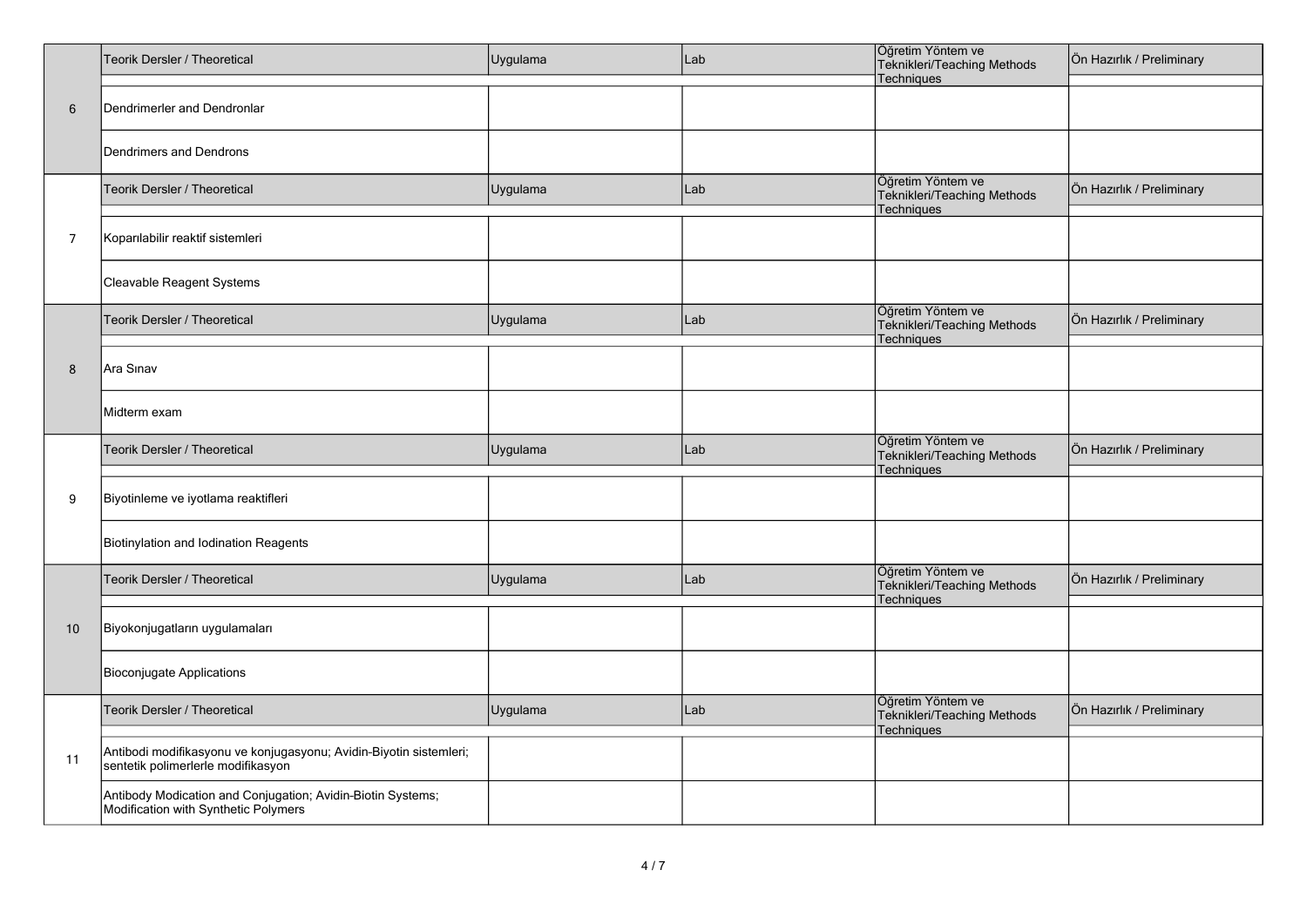| | Teorik Dersler / Theoretical | Uygulama | Lab | Öğretim Yöntem ve Teknikleri/Teaching Methods Techniques | Ön Hazırlık / Preliminary |
|---|---|---|---|---|---|
| 6 | Dendrimerler and Dendronlar | | | | |
| | Dendrimers and Dendrons | | | | |
| | Teorik Dersler / Theoretical | Uygulama | Lab | Öğretim Yöntem ve Teknikleri/Teaching Methods Techniques | Ön Hazırlık / Preliminary |
| 7 | Koparılabilir reaktif sistemleri | | | | |
| | Cleavable Reagent Systems | | | | |
| | Teorik Dersler / Theoretical | Uygulama | Lab | Öğretim Yöntem ve Teknikleri/Teaching Methods Techniques | Ön Hazırlık / Preliminary |
| 8 | Ara Sınav | | | | |
| | Midterm exam | | | | |
| | Teorik Dersler / Theoretical | Uygulama | Lab | Öğretim Yöntem ve Teknikleri/Teaching Methods Techniques | Ön Hazırlık / Preliminary |
| 9 | Biyotinleme ve iyotlama reaktifleri | | | | |
| | Biotinylation and Iodination Reagents | | | | |
| | Teorik Dersler / Theoretical | Uygulama | Lab | Öğretim Yöntem ve Teknikleri/Teaching Methods Techniques | Ön Hazırlık / Preliminary |
| 10 | Biyokonjugatların uygulamaları | | | | |
| | Bioconjugate Applications | | | | |
| | Teorik Dersler / Theoretical | Uygulama | Lab | Öğretim Yöntem ve Teknikleri/Teaching Methods Techniques | Ön Hazırlık / Preliminary |
| 11 | Antibodi modifikasyonu ve konjugasyonu; Avidin-Biyotin sistemleri; sentetik polimerlerle modifikasyon | | | | |
| | Antibody Modication and Conjugation; Avidin-Biotin Systems; Modification with Synthetic Polymers | | | | |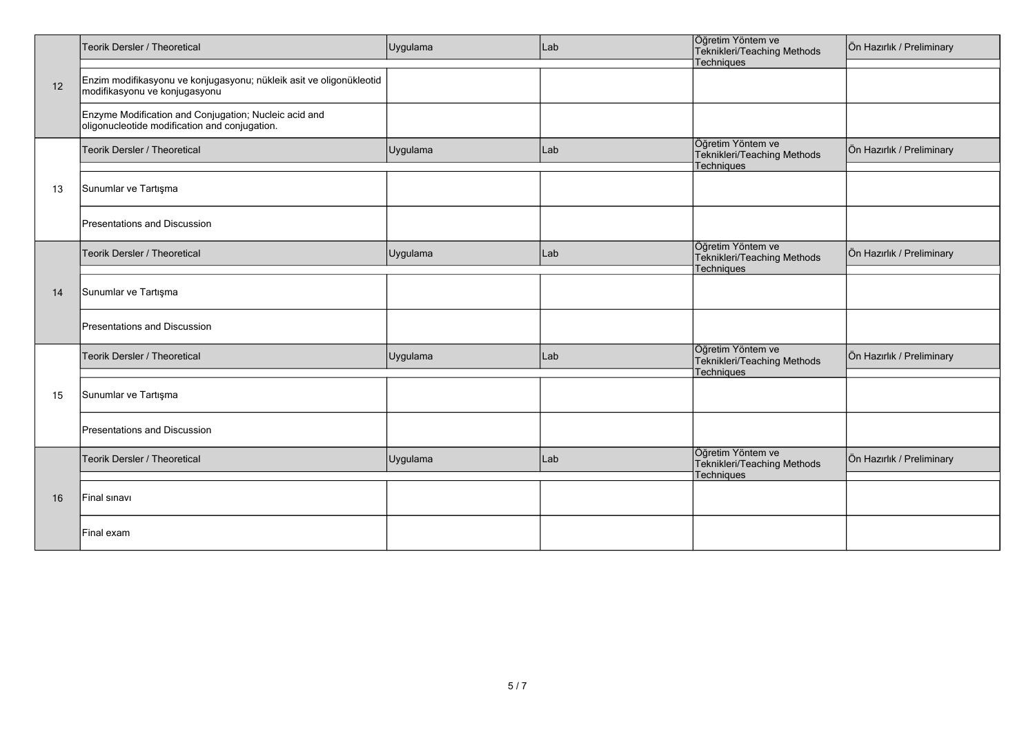| | Teorik Dersler / Theoretical | Uygulama | Lab | Öğretim Yöntem ve Teknikleri/Teaching Methods Techniques | Ön Hazırlık / Preliminary |
|---|---|---|---|---|---|
| 12 | Enzim modifikasyonu ve konjugasyonu; nükleik asit ve oligonükleotid modifikasyonu ve konjugasyonu | | | | |
| | Enzyme Modification and Conjugation; Nucleic acid and oligonucleotide modification and conjugation. | | | | |
| | Teorik Dersler / Theoretical | Uygulama | Lab | Öğretim Yöntem ve Teknikleri/Teaching Methods Techniques | Ön Hazırlık / Preliminary |
| 13 | Sunumlar ve Tartışma | | | | |
| | Presentations and Discussion | | | | |
| | Teorik Dersler / Theoretical | Uygulama | Lab | Öğretim Yöntem ve Teknikleri/Teaching Methods Techniques | Ön Hazırlık / Preliminary |
| 14 | Sunumlar ve Tartışma | | | | |
| | Presentations and Discussion | | | | |
| | Teorik Dersler / Theoretical | Uygulama | Lab | Öğretim Yöntem ve Teknikleri/Teaching Methods Techniques | Ön Hazırlık / Preliminary |
| 15 | Sunumlar ve Tartışma | | | | |
| | Presentations and Discussion | | | | |
| | Teorik Dersler / Theoretical | Uygulama | Lab | Öğretim Yöntem ve Teknikleri/Teaching Methods Techniques | Ön Hazırlık / Preliminary |
| 16 | Final sınavı | | | | |
| | Final exam | | | | |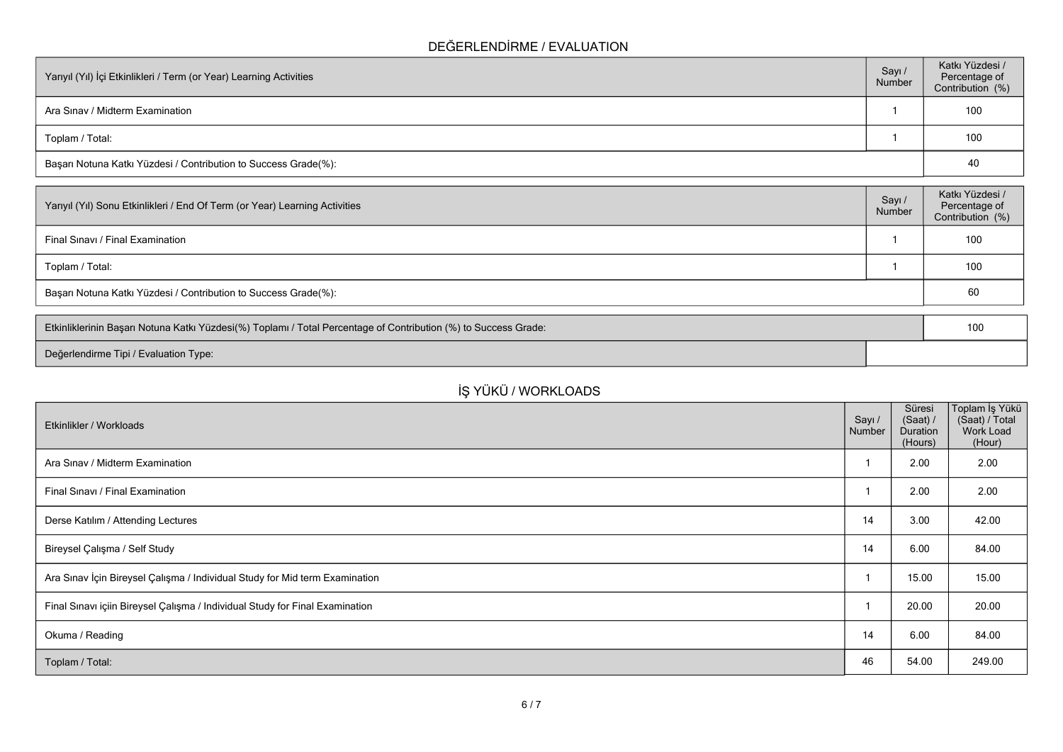## DEĞERLENDİRME / EVALUATION

| Yarıyıl (Yıl) İçi Etkinlikleri / Term (or Year) Learning Activities | Sayı / Number | Katkı Yüzdesi / Percentage of Contribution (%) |
|---|---|---|
| Ara Sınav / Midterm Examination | 1 | 100 |
| Toplam / Total: | 1 | 100 |
| Başarı Notuna Katkı Yüzdesi / Contribution to Success Grade(%): | | 40 |

| Yarıyıl (Yıl) Sonu Etkinlikleri / End Of Term (or Year) Learning Activities | Sayı / Number | Katkı Yüzdesi / Percentage of Contribution (%) |
|---|---|---|
| Final Sınavı / Final Examination | 1 | 100 |
| Toplam / Total: | 1 | 100 |
| Başarı Notuna Katkı Yüzdesi / Contribution to Success Grade(%): | | 60 |

| | |
|---|---|
| Etkinliklerinin Başarı Notuna Katkı Yüzdesi(%) Toplamı / Total Percentage of Contribution (%) to Success Grade: | 100 |
| Değerlendirme Tipi / Evaluation Type: | |

## İŞ YÜKÜ / WORKLOADS

| Etkinlikler / Workloads | Sayı / Number | Süresi (Saat) / Duration (Hours) | Toplam İş Yükü (Saat) / Total Work Load (Hour) |
|---|---|---|---|
| Ara Sınav / Midterm Examination | 1 | 2.00 | 2.00 |
| Final Sınavı / Final Examination | 1 | 2.00 | 2.00 |
| Derse Katılım / Attending Lectures | 14 | 3.00 | 42.00 |
| Bireysel Çalışma / Self Study | 14 | 6.00 | 84.00 |
| Ara Sınav İçin Bireysel Çalışma / Individual Study for Mid term Examination | 1 | 15.00 | 15.00 |
| Final Sınavı içiin Bireysel Çalışma / Individual Study for Final Examination | 1 | 20.00 | 20.00 |
| Okuma / Reading | 14 | 6.00 | 84.00 |
| Toplam / Total: | 46 | 54.00 | 249.00 |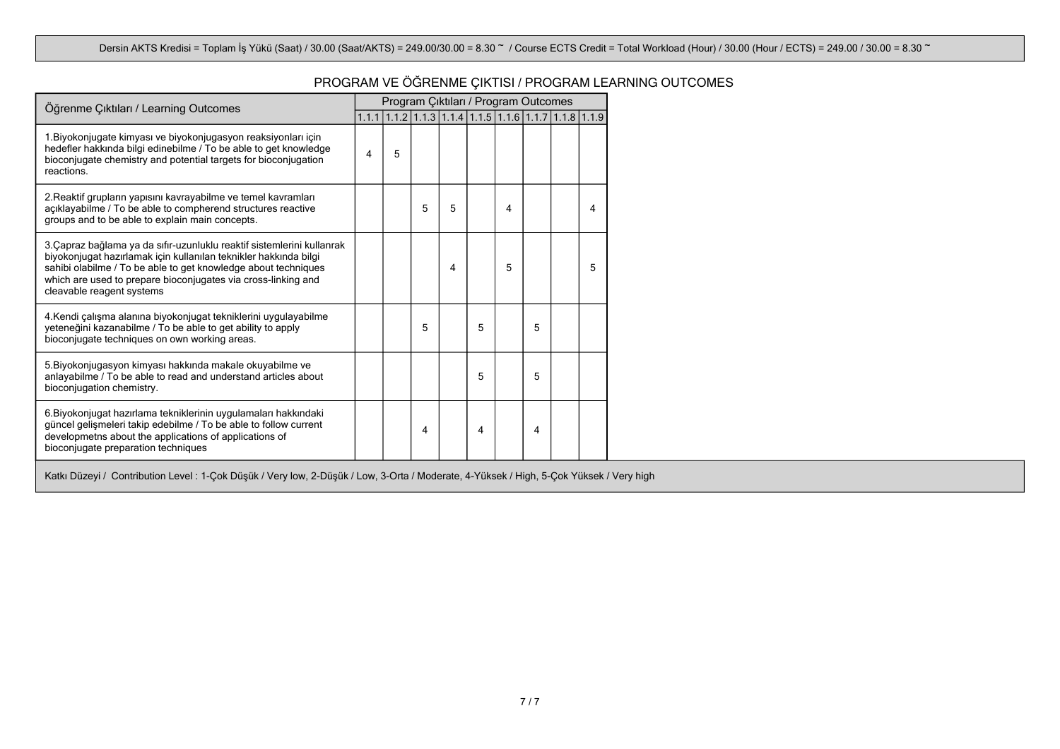Dersin AKTS Kredisi = Toplam İş Yükü (Saat) / 30.00 (Saat/AKTS) = 249.00/30.00 = 8.30 ~ / Course ECTS Credit = Total Workload (Hour) / 30.00 (Hour / ECTS) = 249.00 / 30.00 = 8.30 ~

## PROGRAM VE ÖĞRENME ÇIKTISI / PROGRAM LEARNING OUTCOMES

| Öğrenme Çıktıları / Learning Outcomes | Program Çıktıları / Program Outcomes | | | | | | | | |
|---|---|---|---|---|---|---|---|---|---|
| | 1.1.1 | 1.1.2 | 1.1.3 | 1.1.4 | 1.1.5 | 1.1.6 | 1.1.7 | 1.1.8 | 1.1.9 |
| 1.Biyokonjugate kimyası ve biyokonjugasyon reaksiyonları için hedefler hakkında bilgi edinebilme / To be able to get knowledge bioconjugate chemistry and potential targets for bioconjugation reactions. | 4 | 5 | | | | | | | |
| 2.Reaktif grupların yapısını kavrayabilme ve temel kavramları açıklayabilme / To be able to compherend structures reactive groups and to be able to explain main concepts. | | | 5 | 5 | | 4 | | | 4 |
| 3.Çapraz bağlama ya da sıfır-uzunluklu reaktif sistemlerini kullanrak biyokonjugat hazırlamak için kullanılan teknikler hakkında bilgi sahibi olabilme / To be able to get knowledge about techniques which are used to prepare bioconjugates via cross-linking and cleavable reagent systems | | | | 4 | | 5 | | | 5 |
| 4.Kendi çalışma alanına biyokonjugat tekniklerini uygulayabilme yeteneğini kazanabilme / To be able to get ability to apply bioconjugate techniques on own working areas. | | | 5 | | 5 | | 5 | | |
| 5.Biyokonjugasyon kimyası hakkında makale okuyabilme ve anlayabilme / To be able to read and understand articles about bioconjugation chemistry. | | | | | 5 | | 5 | | |
| 6.Biyokonjugat hazırlama tekniklerinin uygulamaları hakkındaki güncel gelişmeleri takip edebilme / To be able to follow current developmetns about the applications of bioconjugate preparation techniques | | | 4 | | 4 | | 4 | | |

Katkı Düzeyi / Contribution Level : 1-Çok Düşük / Very low, 2-Düşük / Low, 3-Orta / Moderate, 4-Yüksek / High, 5-Çok Yüksek / Very high